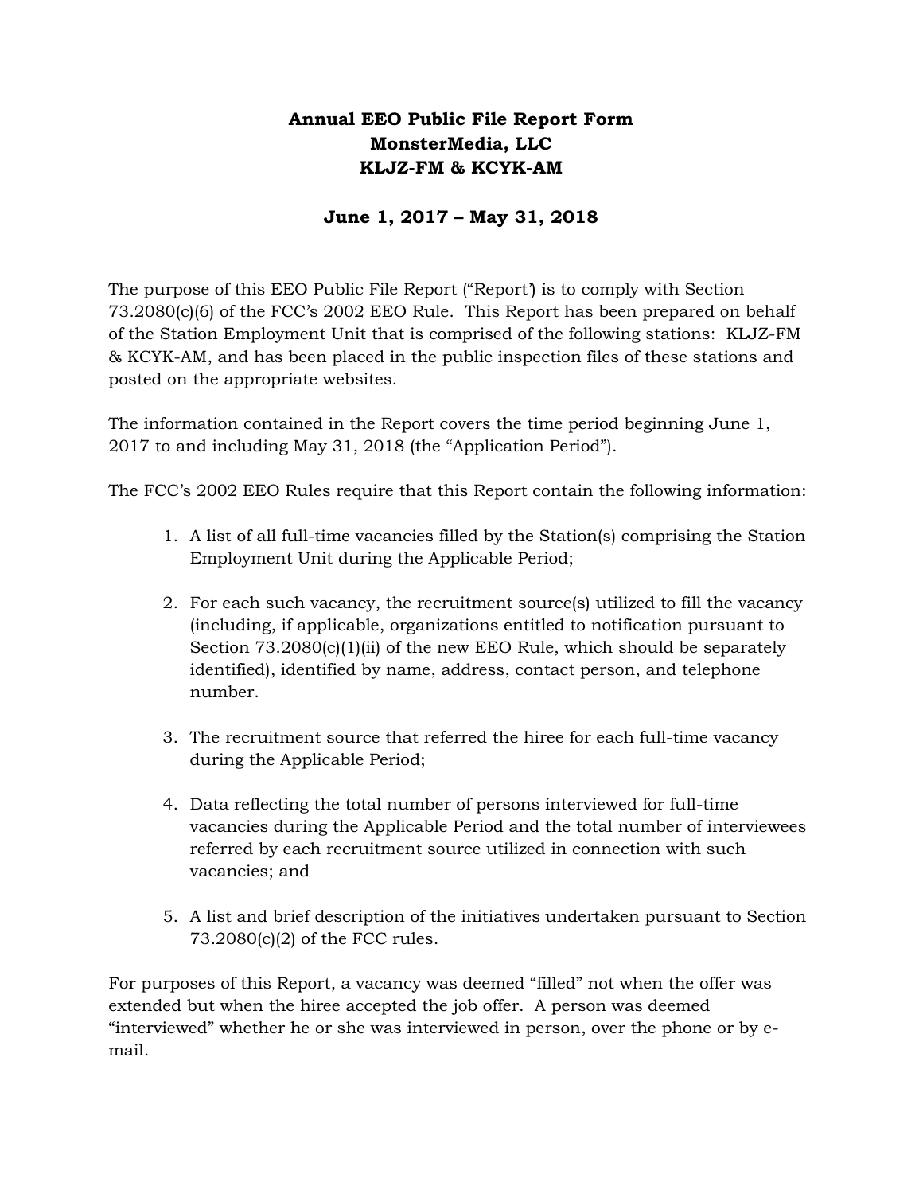# Annual EEO Public File Report Form
# MonsterMedia, LLC
# KLJZ-FM & KCYK-AM

## June 1, 2017 – May 31, 2018

The purpose of this EEO Public File Report ("Report') is to comply with Section 73.2080(c)(6) of the FCC's 2002 EEO Rule. This Report has been prepared on behalf of the Station Employment Unit that is comprised of the following stations: KLJZ-FM & KCYK-AM, and has been placed in the public inspection files of these stations and posted on the appropriate websites.

The information contained in the Report covers the time period beginning June 1, 2017 to and including May 31, 2018 (the "Application Period").

The FCC's 2002 EEO Rules require that this Report contain the following information:

1. A list of all full-time vacancies filled by the Station(s) comprising the Station Employment Unit during the Applicable Period;

2. For each such vacancy, the recruitment source(s) utilized to fill the vacancy (including, if applicable, organizations entitled to notification pursuant to Section 73.2080(c)(1)(ii) of the new EEO Rule, which should be separately identified), identified by name, address, contact person, and telephone number.

3. The recruitment source that referred the hiree for each full-time vacancy during the Applicable Period;

4. Data reflecting the total number of persons interviewed for full-time vacancies during the Applicable Period and the total number of interviewees referred by each recruitment source utilized in connection with such vacancies; and

5. A list and brief description of the initiatives undertaken pursuant to Section 73.2080(c)(2) of the FCC rules.

For purposes of this Report, a vacancy was deemed "filled" not when the offer was extended but when the hiree accepted the job offer. A person was deemed "interviewed" whether he or she was interviewed in person, over the phone or by e-mail.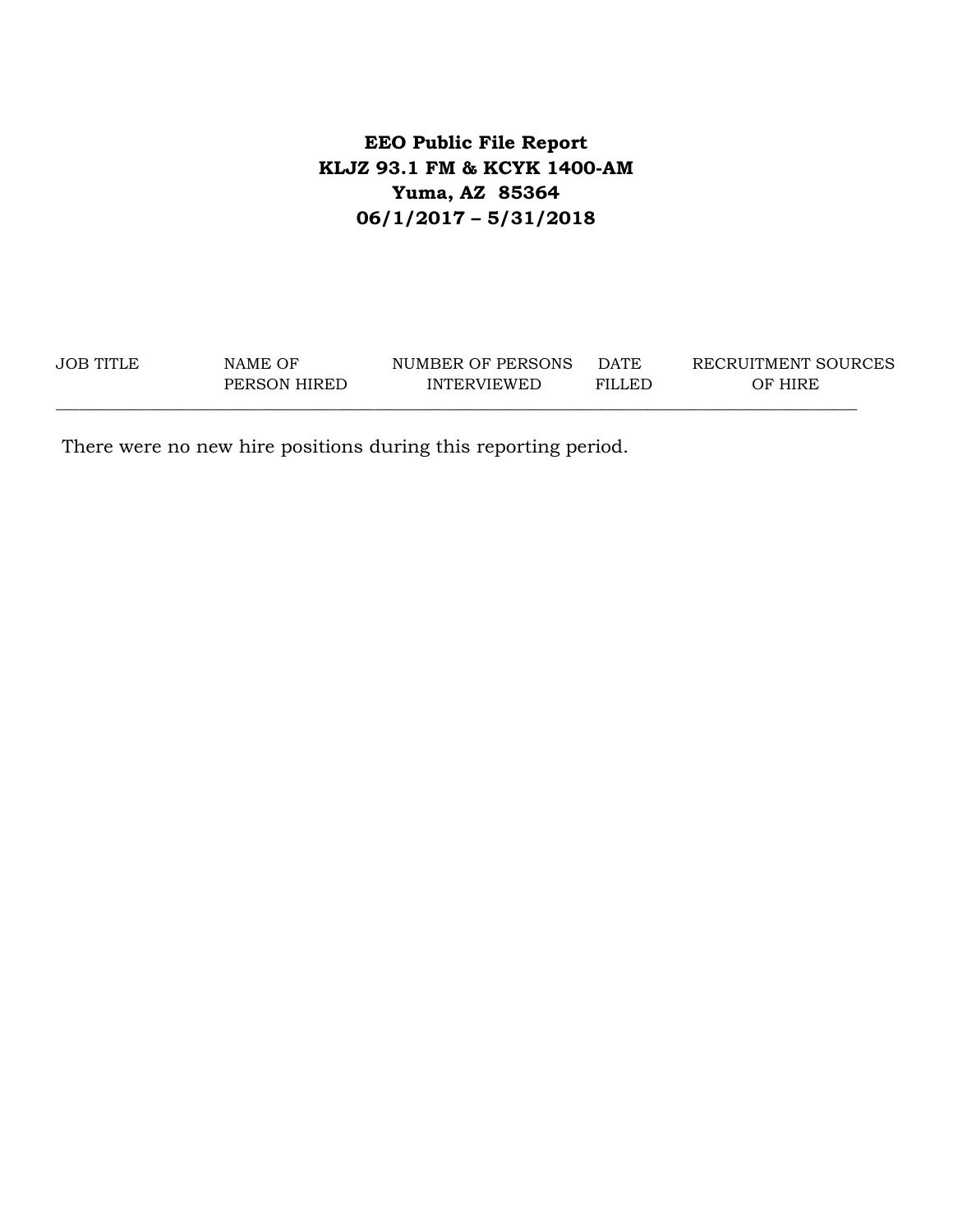**EEO Public File Report**
**KLJZ 93.1 FM & KCYK 1400-AM**
**Yuma, AZ 85364**
**06/1/2017 – 5/31/2018**

| JOB TITLE | NAME OF PERSON HIRED | NUMBER OF PERSONS INTERVIEWED | DATE FILLED | RECRUITMENT SOURCES OF HIRE |
|---|---|---|---|---|

There were no new hire positions during this reporting period.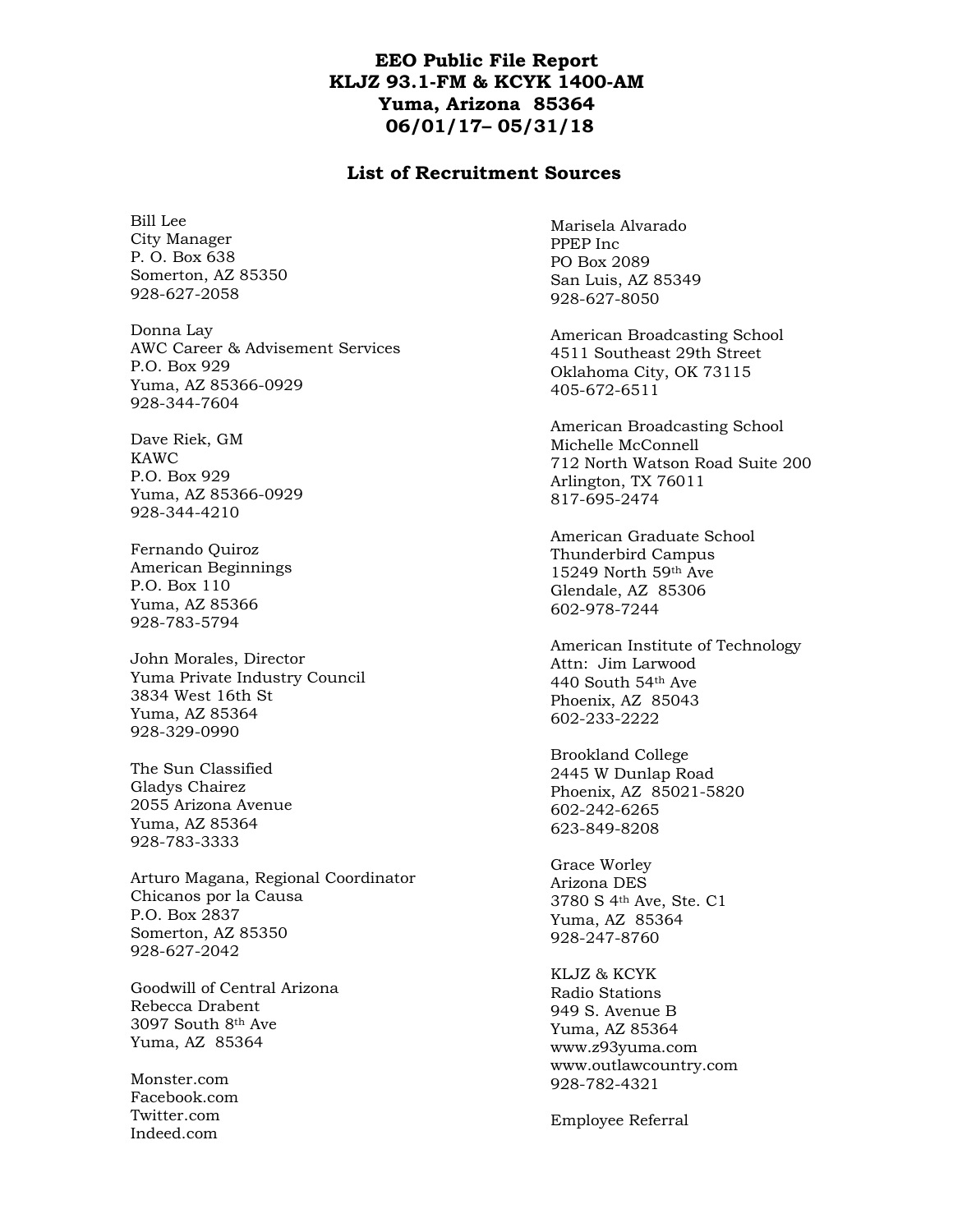# EEO Public File Report
# KLJZ 93.1-FM & KCYK 1400-AM
# Yuma, Arizona 85364
# 06/01/17– 05/31/18

## List of Recruitment Sources

Bill Lee
City Manager
P. O. Box 638
Somerton, AZ 85350
928-627-2058

Donna Lay
AWC Career & Advisement Services
P.O. Box 929
Yuma, AZ 85366-0929
928-344-7604

Dave Riek, GM
KAWC
P.O. Box 929
Yuma, AZ 85366-0929
928-344-4210

Fernando Quiroz
American Beginnings
P.O. Box 110
Yuma, AZ 85366
928-783-5794

John Morales, Director
Yuma Private Industry Council
3834 West 16th St
Yuma, AZ 85364
928-329-0990

The Sun Classified
Gladys Chairez
2055 Arizona Avenue
Yuma, AZ 85364
928-783-3333

Arturo Magana, Regional Coordinator
Chicanos por la Causa
P.O. Box 2837
Somerton, AZ 85350
928-627-2042

Goodwill of Central Arizona
Rebecca Drabent
3097 South 8th Ave
Yuma, AZ 85364

Monster.com
Facebook.com
Twitter.com
Indeed.com

Marisela Alvarado
PPEP Inc
PO Box 2089
San Luis, AZ 85349
928-627-8050

American Broadcasting School
4511 Southeast 29th Street
Oklahoma City, OK 73115
405-672-6511

American Broadcasting School
Michelle McConnell
712 North Watson Road Suite 200
Arlington, TX 76011
817-695-2474

American Graduate School
Thunderbird Campus
15249 North 59th Ave
Glendale, AZ 85306
602-978-7244

American Institute of Technology
Attn: Jim Larwood
440 South 54th Ave
Phoenix, AZ 85043
602-233-2222

Brookland College
2445 W Dunlap Road
Phoenix, AZ 85021-5820
602-242-6265
623-849-8208

Grace Worley
Arizona DES
3780 S 4th Ave, Ste. C1
Yuma, AZ 85364
928-247-8760

KLJZ & KCYK
Radio Stations
949 S. Avenue B
Yuma, AZ 85364
www.z93yuma.com
www.outlawcountry.com
928-782-4321

Employee Referral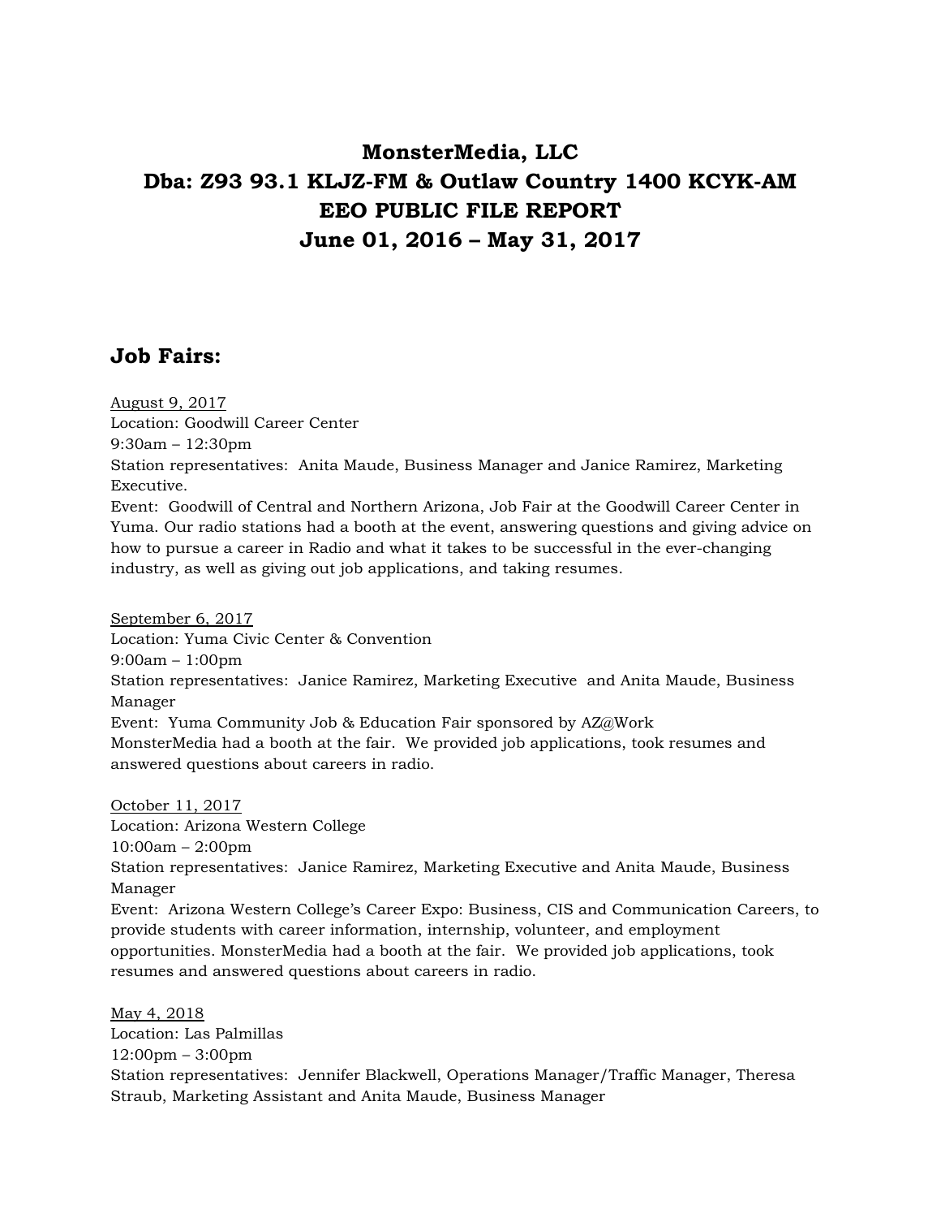# MonsterMedia, LLC
# Dba: Z93 93.1 KLJZ-FM & Outlaw Country 1400 KCYK-AM
# EEO PUBLIC FILE REPORT
# June 01, 2016 – May 31, 2017

## Job Fairs:

<u>August 9, 2017</u>
Location: Goodwill Career Center
9:30am – 12:30pm
Station representatives: Anita Maude, Business Manager and Janice Ramirez, Marketing Executive.
Event: Goodwill of Central and Northern Arizona, Job Fair at the Goodwill Career Center in Yuma. Our radio stations had a booth at the event, answering questions and giving advice on how to pursue a career in Radio and what it takes to be successful in the ever-changing industry, as well as giving out job applications, and taking resumes.

<u>September 6, 2017</u>
Location: Yuma Civic Center & Convention
9:00am – 1:00pm
Station representatives: Janice Ramirez, Marketing Executive and Anita Maude, Business Manager
Event: Yuma Community Job & Education Fair sponsored by AZ@Work
MonsterMedia had a booth at the fair. We provided job applications, took resumes and answered questions about careers in radio.

<u>October 11, 2017</u>
Location: Arizona Western College
10:00am – 2:00pm
Station representatives: Janice Ramirez, Marketing Executive and Anita Maude, Business Manager
Event: Arizona Western College's Career Expo: Business, CIS and Communication Careers, to provide students with career information, internship, volunteer, and employment opportunities. MonsterMedia had a booth at the fair. We provided job applications, took resumes and answered questions about careers in radio.

<u>May 4, 2018</u>
Location: Las Palmillas
12:00pm – 3:00pm
Station representatives: Jennifer Blackwell, Operations Manager/Traffic Manager, Theresa Straub, Marketing Assistant and Anita Maude, Business Manager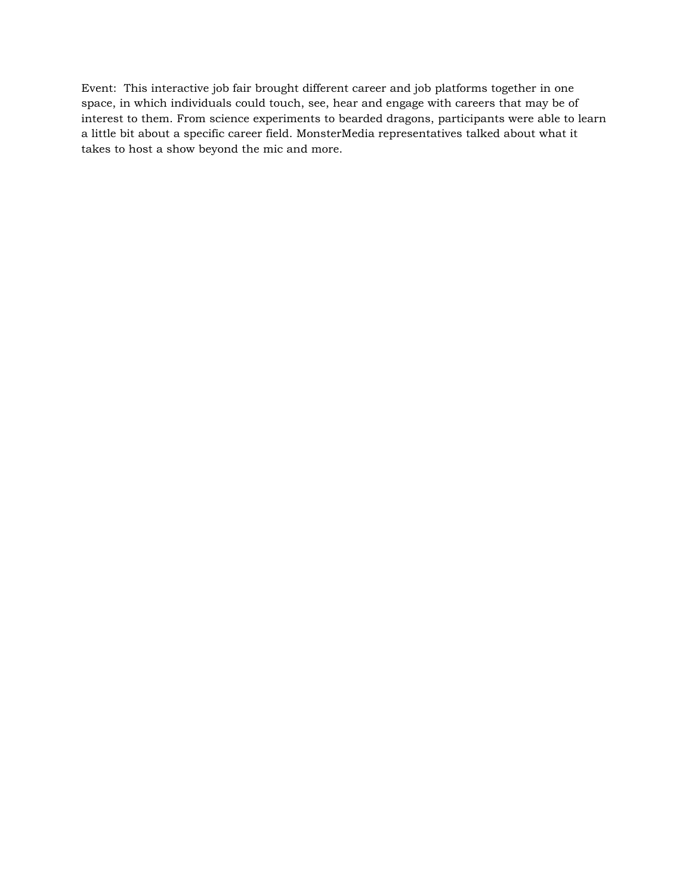Event: This interactive job fair brought different career and job platforms together in one space, in which individuals could touch, see, hear and engage with careers that may be of interest to them. From science experiments to bearded dragons, participants were able to learn a little bit about a specific career field. MonsterMedia representatives talked about what it takes to host a show beyond the mic and more.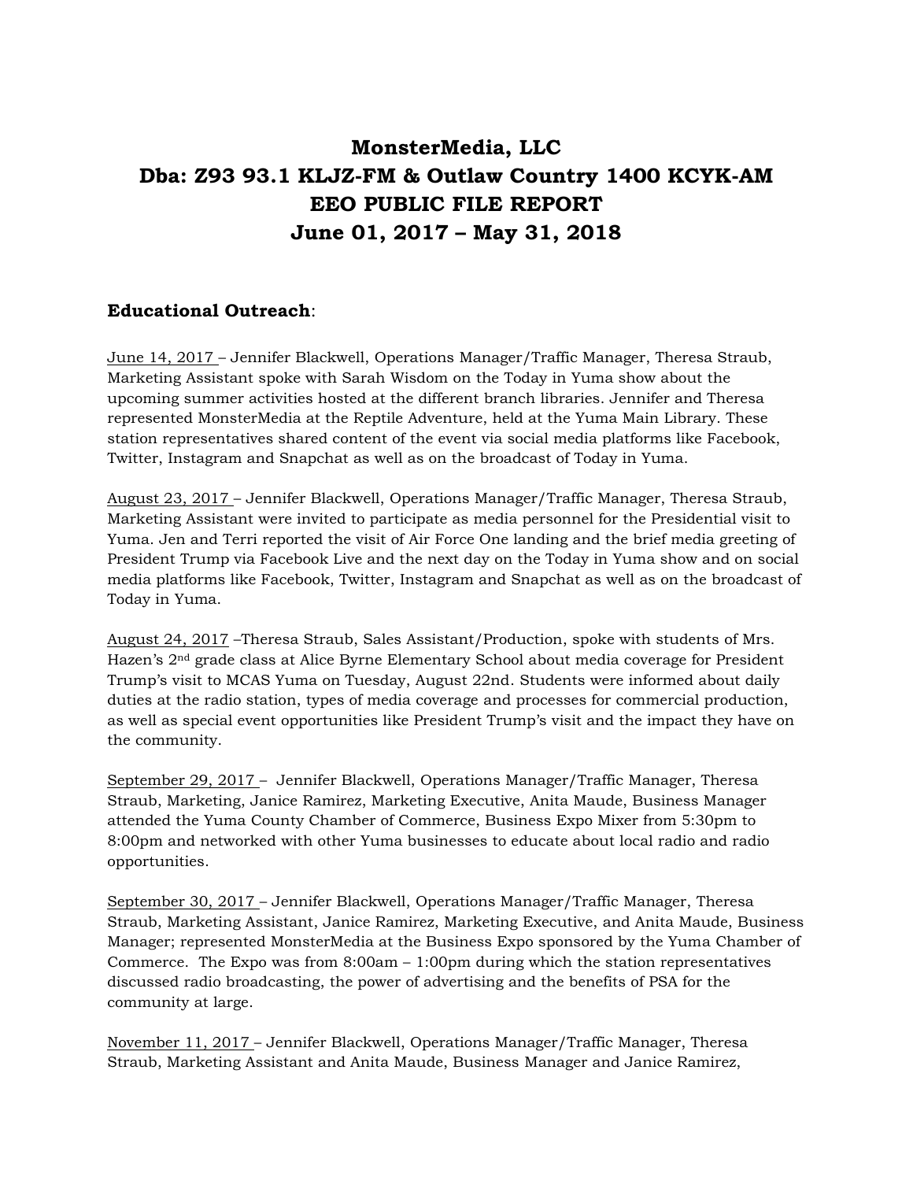# MonsterMedia, LLC
# Dba: Z93 93.1 KLJZ-FM & Outlaw Country 1400 KCYK-AM
# EEO PUBLIC FILE REPORT
# June 01, 2017 – May 31, 2018

**Educational Outreach**:

June 14, 2017 – Jennifer Blackwell, Operations Manager/Traffic Manager, Theresa Straub, Marketing Assistant spoke with Sarah Wisdom on the Today in Yuma show about the upcoming summer activities hosted at the different branch libraries. Jennifer and Theresa represented MonsterMedia at the Reptile Adventure, held at the Yuma Main Library. These station representatives shared content of the event via social media platforms like Facebook, Twitter, Instagram and Snapchat as well as on the broadcast of Today in Yuma.

August 23, 2017 – Jennifer Blackwell, Operations Manager/Traffic Manager, Theresa Straub, Marketing Assistant were invited to participate as media personnel for the Presidential visit to Yuma. Jen and Terri reported the visit of Air Force One landing and the brief media greeting of President Trump via Facebook Live and the next day on the Today in Yuma show and on social media platforms like Facebook, Twitter, Instagram and Snapchat as well as on the broadcast of Today in Yuma.

August 24, 2017 –Theresa Straub, Sales Assistant/Production, spoke with students of Mrs. Hazen's 2nd grade class at Alice Byrne Elementary School about media coverage for President Trump's visit to MCAS Yuma on Tuesday, August 22nd. Students were informed about daily duties at the radio station, types of media coverage and processes for commercial production, as well as special event opportunities like President Trump's visit and the impact they have on the community.

September 29, 2017 – Jennifer Blackwell, Operations Manager/Traffic Manager, Theresa Straub, Marketing, Janice Ramirez, Marketing Executive, Anita Maude, Business Manager attended the Yuma County Chamber of Commerce, Business Expo Mixer from 5:30pm to 8:00pm and networked with other Yuma businesses to educate about local radio and radio opportunities.

September 30, 2017 – Jennifer Blackwell, Operations Manager/Traffic Manager, Theresa Straub, Marketing Assistant, Janice Ramirez, Marketing Executive, and Anita Maude, Business Manager; represented MonsterMedia at the Business Expo sponsored by the Yuma Chamber of Commerce. The Expo was from 8:00am – 1:00pm during which the station representatives discussed radio broadcasting, the power of advertising and the benefits of PSA for the community at large.

November 11, 2017 – Jennifer Blackwell, Operations Manager/Traffic Manager, Theresa Straub, Marketing Assistant and Anita Maude, Business Manager and Janice Ramirez,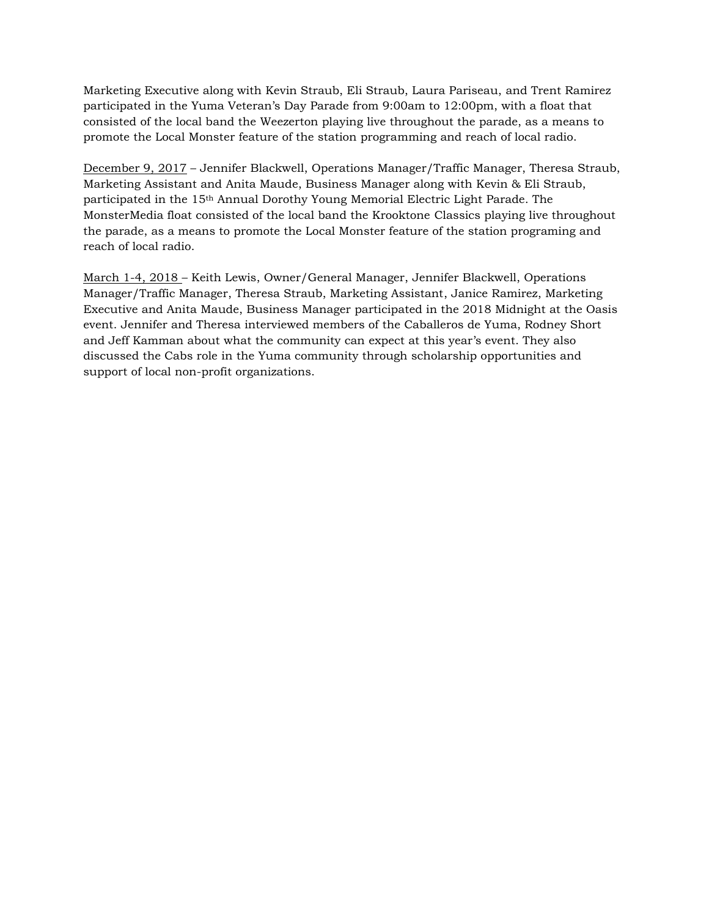Marketing Executive along with Kevin Straub, Eli Straub, Laura Pariseau, and Trent Ramirez participated in the Yuma Veteran's Day Parade from 9:00am to 12:00pm, with a float that consisted of the local band the Weezerton playing live throughout the parade, as a means to promote the Local Monster feature of the station programming and reach of local radio.

<u>December 9, 2017</u> – Jennifer Blackwell, Operations Manager/Traffic Manager, Theresa Straub, Marketing Assistant and Anita Maude, Business Manager along with Kevin & Eli Straub, participated in the 15th Annual Dorothy Young Memorial Electric Light Parade. The MonsterMedia float consisted of the local band the Krooktone Classics playing live throughout the parade, as a means to promote the Local Monster feature of the station programing and reach of local radio.

<u>March 1-4, 2018</u> – Keith Lewis, Owner/General Manager, Jennifer Blackwell, Operations Manager/Traffic Manager, Theresa Straub, Marketing Assistant, Janice Ramirez, Marketing Executive and Anita Maude, Business Manager participated in the 2018 Midnight at the Oasis event. Jennifer and Theresa interviewed members of the Caballeros de Yuma, Rodney Short and Jeff Kamman about what the community can expect at this year's event. They also discussed the Cabs role in the Yuma community through scholarship opportunities and support of local non-profit organizations.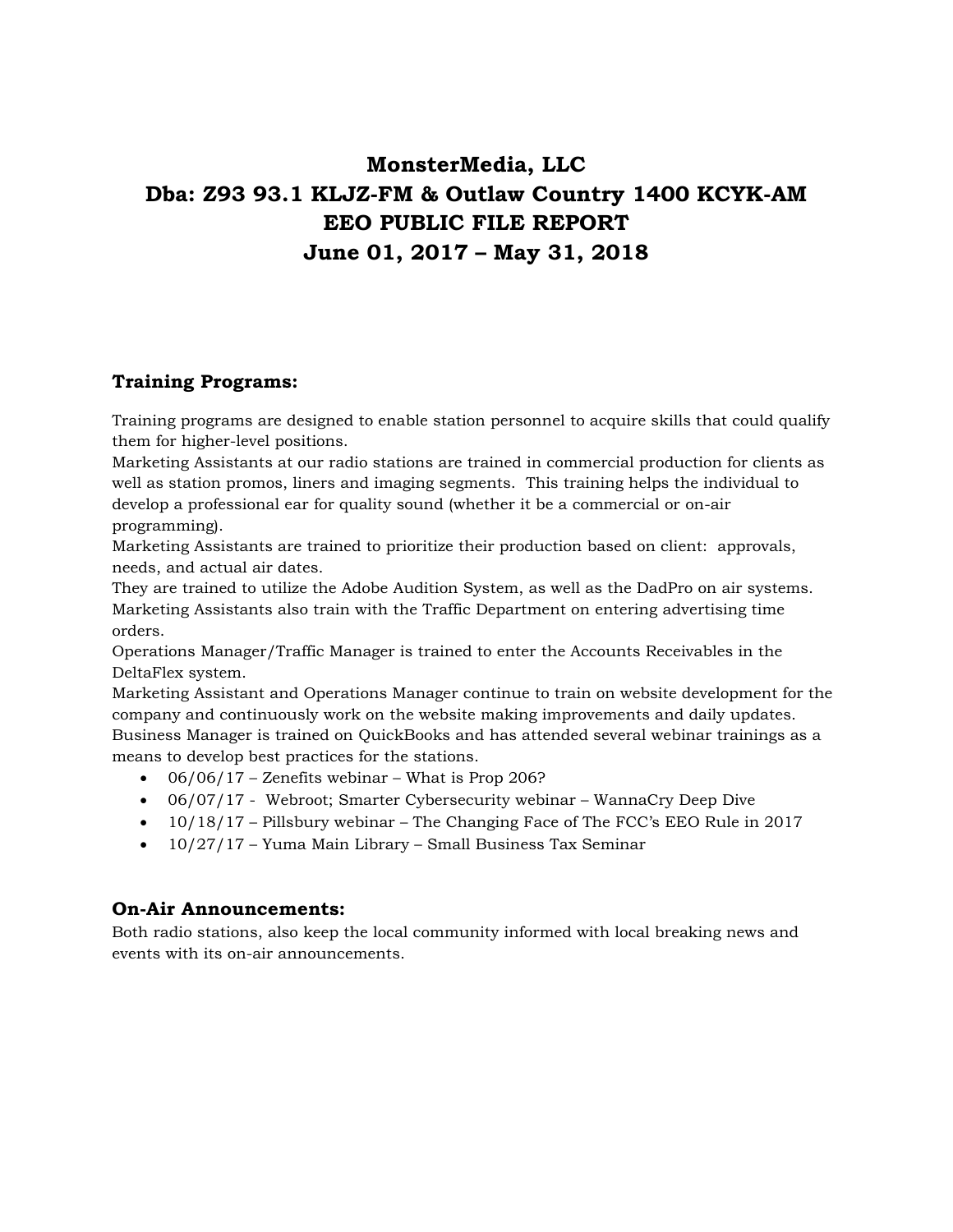# MonsterMedia, LLC
# Dba: Z93 93.1 KLJZ-FM & Outlaw Country 1400 KCYK-AM
# EEO PUBLIC FILE REPORT
# June 01, 2017 – May 31, 2018

## Training Programs:

Training programs are designed to enable station personnel to acquire skills that could qualify them for higher-level positions.

Marketing Assistants at our radio stations are trained in commercial production for clients as well as station promos, liners and imaging segments. This training helps the individual to develop a professional ear for quality sound (whether it be a commercial or on-air programming).

Marketing Assistants are trained to prioritize their production based on client: approvals, needs, and actual air dates.

They are trained to utilize the Adobe Audition System, as well as the DadPro on air systems.

Marketing Assistants also train with the Traffic Department on entering advertising time orders.

Operations Manager/Traffic Manager is trained to enter the Accounts Receivables in the DeltaFlex system.

Marketing Assistant and Operations Manager continue to train on website development for the company and continuously work on the website making improvements and daily updates.

Business Manager is trained on QuickBooks and has attended several webinar trainings as a means to develop best practices for the stations.

- 06/06/17 – Zenefits webinar – What is Prop 206?
- 06/07/17 - Webroot; Smarter Cybersecurity webinar – WannaCry Deep Dive
- 10/18/17 – Pillsbury webinar – The Changing Face of The FCC's EEO Rule in 2017
- 10/27/17 – Yuma Main Library – Small Business Tax Seminar

## On-Air Announcements:

Both radio stations, also keep the local community informed with local breaking news and events with its on-air announcements.